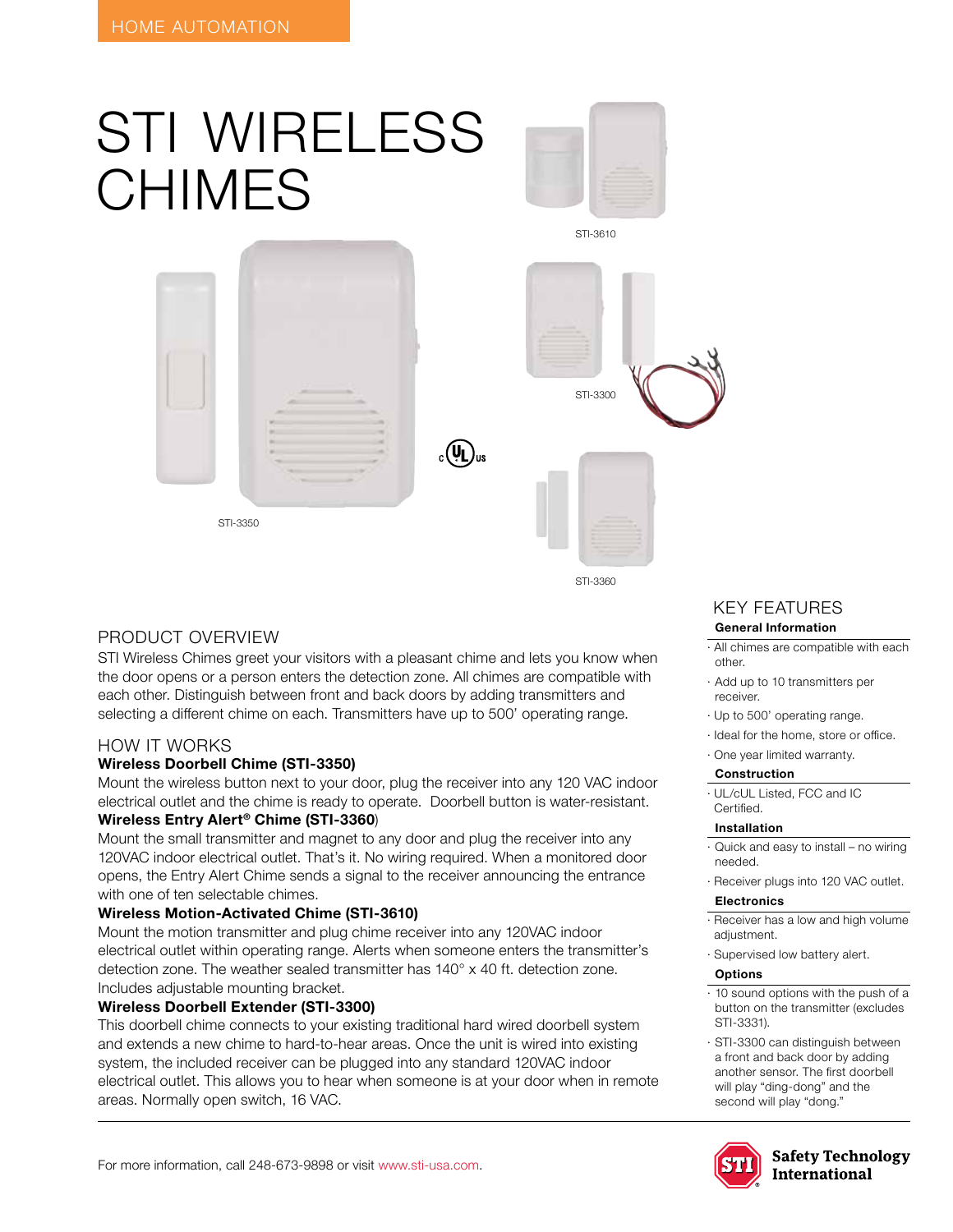HOME AUTOMATION

# STI WIRELESS CHIMES

STI-3610

STI-3300

STI-3350

STI-3360

## PRODUCT OVERVIEW

STI Wireless Chimes greet your visitors with a pleasant chime and lets you know when the door opens or a person enters the detection zone. All chimes are compatible with each other. Distinguish between front and back doors by adding transmitters and selecting a different chime on each. Transmitters have up to 500' operating range.

## HOW IT WORKS

**Wireless Doorbell Chime (STI-3350)**

Mount the wireless button next to your door, plug the receiver into any 120 VAC indoor electrical outlet and the chime is ready to operate. Doorbell button is water-resistant.

**Wireless Entry Alert® Chime (STI-3360)**

Mount the small transmitter and magnet to any door and plug the receiver into any 120VAC indoor electrical outlet. That's it. No wiring required. When a monitored door opens, the Entry Alert Chime sends a signal to the receiver announcing the entrance with one of ten selectable chimes.

**Wireless Motion-Activated Chime (STI-3610)**

Mount the motion transmitter and plug chime receiver into any 120VAC indoor electrical outlet within operating range. Alerts when someone enters the transmitter's detection zone. The weather sealed transmitter has 140° x 40 ft. detection zone. Includes adjustable mounting bracket.

**Wireless Doorbell Extender (STI-3300)**

This doorbell chime connects to your existing traditional hard wired doorbell system and extends a new chime to hard-to-hear areas. Once the unit is wired into existing system, the included receiver can be plugged into any standard 120VAC indoor electrical outlet. This allows you to hear when someone is at your door when in remote areas. Normally open switch, 16 VAC.

## KEY FEATURES

**General Information**

- All chimes are compatible with each other.
- Add up to 10 transmitters per receiver.
- Up to 500' operating range.
- Ideal for the home, store or office.
- One year limited warranty.

**Construction**

- UL/cUL Listed, FCC and IC Certified.

**Installation**

- Quick and easy to install – no wiring needed.
- Receiver plugs into 120 VAC outlet.

**Electronics**

- Receiver has a low and high volume adjustment.
- Supervised low battery alert.

**Options**

- 10 sound options with the push of a button on the transmitter (excludes STI-3331).
- STI-3300 can distinguish between a front and back door by adding another sensor. The first doorbell will play "ding-dong" and the second will play "dong."

For more information, call 248-673-9898 or visit www.sti-usa.com.

Safety Technology International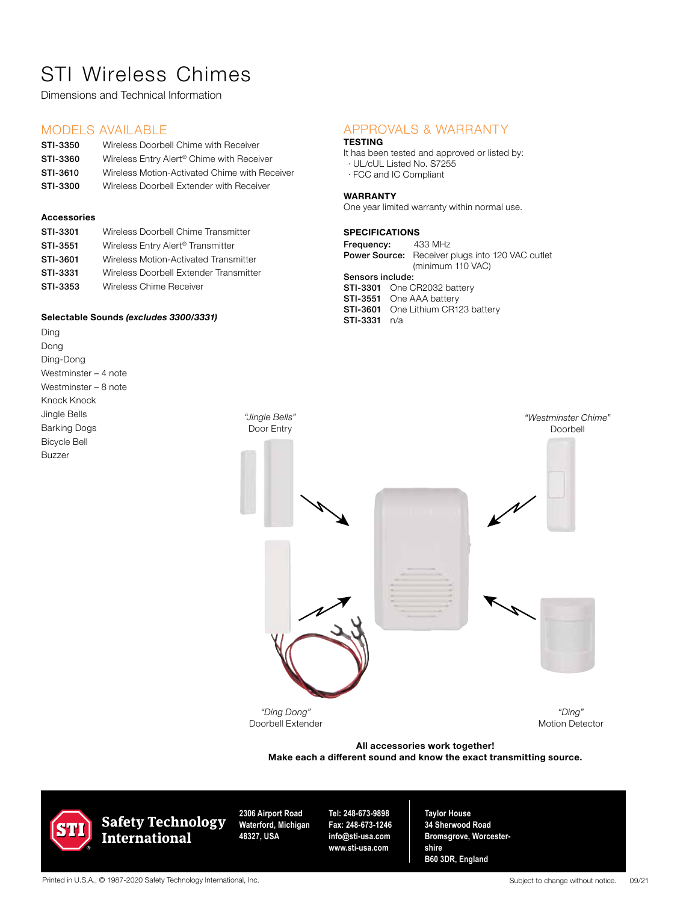# STI Wireless Chimes

Dimensions and Technical Information

## MODELS AVAILABLE

| | |
|---|---|
| **STI-3350** | Wireless Doorbell Chime with Receiver |
| **STI-3360** | Wireless Entry Alert® Chime with Receiver |
| **STI-3610** | Wireless Motion-Activated Chime with Receiver |
| **STI-3300** | Wireless Doorbell Extender with Receiver |

### Accessories

| | |
|---|---|
| **STI-3301** | Wireless Doorbell Chime Transmitter |
| **STI-3551** | Wireless Entry Alert® Transmitter |
| **STI-3601** | Wireless Motion-Activated Transmitter |
| **STI-3331** | Wireless Doorbell Extender Transmitter |
| **STI-3353** | Wireless Chime Receiver |

### Selectable Sounds *(excludes 3300/3331)*

Ding
Dong
Ding-Dong
Westminster – 4 note
Westminster – 8 note
Knock Knock
Jingle Bells
Barking Dogs
Bicycle Bell
Buzzer

## APPROVALS & WARRANTY

**TESTING**

It has been tested and approved or listed by:
- UL/cUL Listed No. S7255
- FCC and IC Compliant

**WARRANTY**

One year limited warranty within normal use.

**SPECIFICATIONS**

**Frequency:** 433 MHz
**Power Source:** Receiver plugs into 120 VAC outlet (minimum 110 VAC)

**Sensors include:**

| | |
|---|---|
| **STI-3301** | One CR2032 battery |
| **STI-3551** | One AAA battery |
| **STI-3601** | One Lithium CR123 battery |
| **STI-3331** | n/a |

*"Jingle Bells"* Door Entry

*"Westminster Chime"* Doorbell

*"Ding Dong"* Doorbell Extender

*"Ding"* Motion Detector

**All accessories work together!**
**Make each a different sound and know the exact transmitting source.**

**Safety Technology International**

2306 Airport Road
Waterford, Michigan
48327, USA

Tel: 248-673-9898
Fax: 248-673-1246
info@sti-usa.com
www.sti-usa.com

Taylor House
34 Sherwood Road
Bromsgrove, Worcester-shire
B60 3DR, England

Printed in U.S.A., © 1987-2020 Safety Technology International, Inc. Subject to change without notice. 09/21